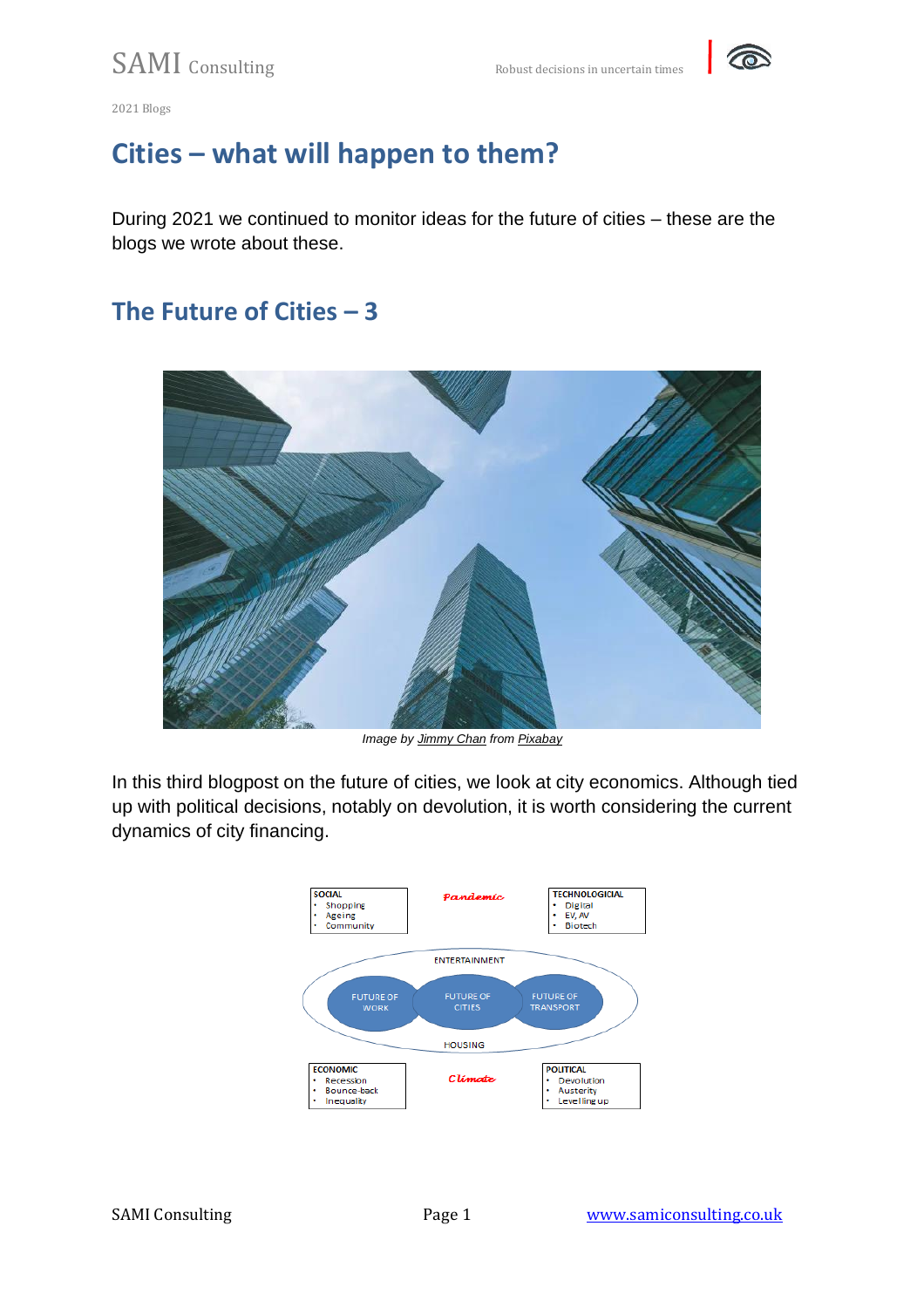2021 Blogs

# Cities – what will happen to them?

During 2021 we continued to monitor ideas for the future of cities – these are the blogs we wrote about these.

## The Future of Cities – 3

*Image by Jimmy Chan from Pixabay*

In this third blogpost on the future of cities, we look at city economics. Although tied up with political decisions, notably on devolution, it is worth considering the current dynamics of city financing.

SOCIAL
- Shopping
- Ageing
- Community

*Pandemic*

TECHNOLOGICIAL
- Digital
- EV, AV
- Biotech

ENTERTAINMENT

FUTURE OF WORK

FUTURE OF CITIES

FUTURE OF TRANSPORT

HOUSING

ECONOMIC
- Recession
- Bounce-back
- Inequality

*Climate*

POLITICAL
- Devolution
- Austerity
- Levelling up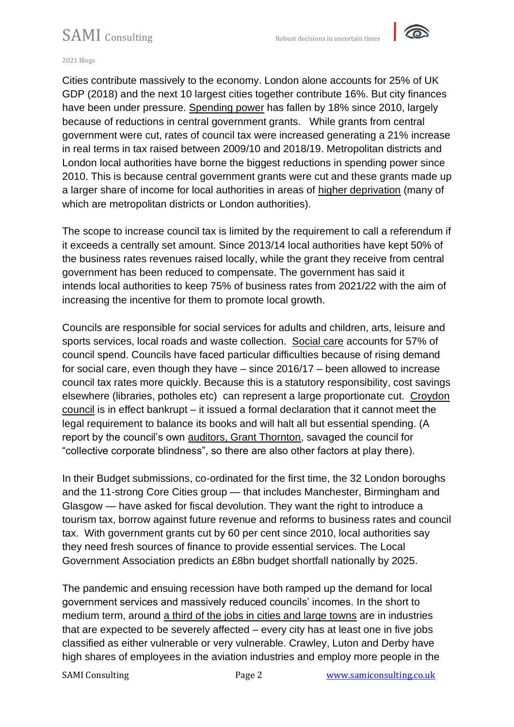Cities contribute massively to the economy. London alone accounts for 25% of UK GDP (2018) and the next 10 largest cities together contribute 16%. But city finances have been under pressure. Spending power has fallen by 18% since 2010, largely because of reductions in central government grants. While grants from central government were cut, rates of council tax were increased generating a 21% increase in real terms in tax raised between 2009/10 and 2018/19. Metropolitan districts and London local authorities have borne the biggest reductions in spending power since 2010. This is because central government grants were cut and these grants made up a larger share of income for local authorities in areas of higher deprivation (many of which are metropolitan districts or London authorities).

The scope to increase council tax is limited by the requirement to call a referendum if it exceeds a centrally set amount. Since 2013/14 local authorities have kept 50% of the business rates revenues raised locally, while the grant they receive from central government has been reduced to compensate. The government has said it intends local authorities to keep 75% of business rates from 2021/22 with the aim of increasing the incentive for them to promote local growth.

Councils are responsible for social services for adults and children, arts, leisure and sports services, local roads and waste collection. Social care accounts for 57% of council spend. Councils have faced particular difficulties because of rising demand for social care, even though they have – since 2016/17 – been allowed to increase council tax rates more quickly. Because this is a statutory responsibility, cost savings elsewhere (libraries, potholes etc) can represent a large proportionate cut. Croydon council is in effect bankrupt – it issued a formal declaration that it cannot meet the legal requirement to balance its books and will halt all but essential spending. (A report by the council's own auditors, Grant Thornton, savaged the council for "collective corporate blindness", so there are also other factors at play there).

In their Budget submissions, co-ordinated for the first time, the 32 London boroughs and the 11-strong Core Cities group — that includes Manchester, Birmingham and Glasgow — have asked for fiscal devolution. They want the right to introduce a tourism tax, borrow against future revenue and reforms to business rates and council tax. With government grants cut by 60 per cent since 2010, local authorities say they need fresh sources of finance to provide essential services. The Local Government Association predicts an £8bn budget shortfall nationally by 2025.

The pandemic and ensuing recession have both ramped up the demand for local government services and massively reduced councils' incomes. In the short to medium term, around a third of the jobs in cities and large towns are in industries that are expected to be severely affected – every city has at least one in five jobs classified as either vulnerable or very vulnerable. Crawley, Luton and Derby have high shares of employees in the aviation industries and employ more people in the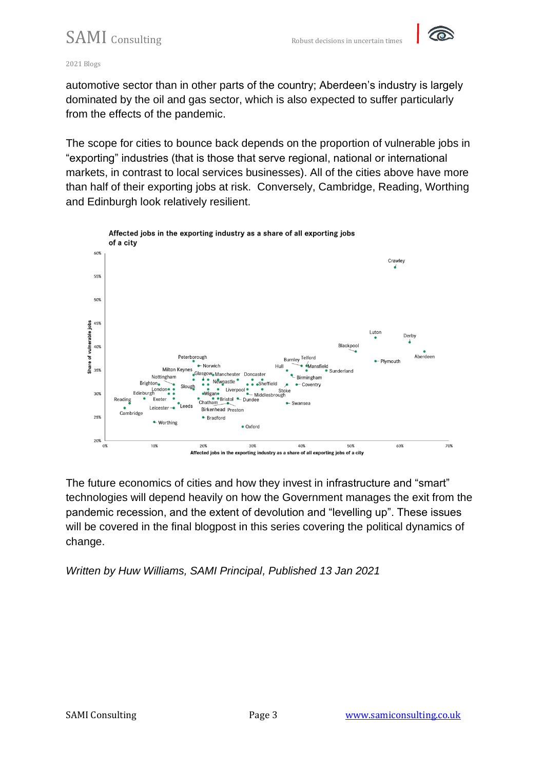automotive sector than in other parts of the country; Aberdeen's industry is largely dominated by the oil and gas sector, which is also expected to suffer particularly from the effects of the pandemic.

The scope for cities to bounce back depends on the proportion of vulnerable jobs in "exporting" industries (that is those that serve regional, national or international markets, in contrast to local services businesses). All of the cities above have more than half of their exporting jobs at risk. Conversely, Cambridge, Reading, Worthing and Edinburgh look relatively resilient.

**Affected jobs in the exporting industry as a share of all exporting jobs of a city**

The future economics of cities and how they invest in infrastructure and "smart" technologies will depend heavily on how the Government manages the exit from the pandemic recession, and the extent of devolution and "levelling up". These issues will be covered in the final blogpost in this series covering the political dynamics of change.

*Written by Huw Williams, SAMI Principal, Published 13 Jan 2021*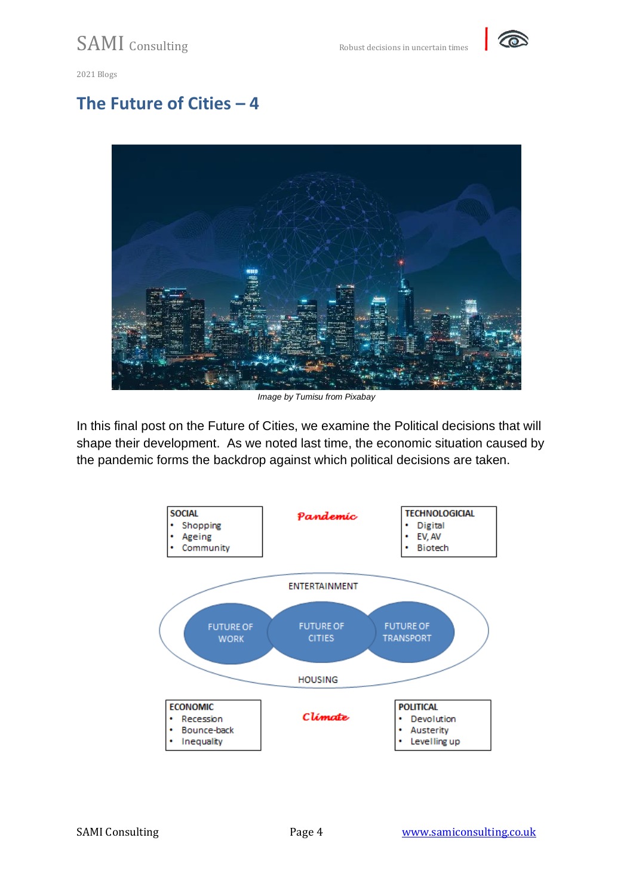## The Future of Cities – 4

*Image by Tumisu from Pixabay*

In this final post on the Future of Cities, we examine the Political decisions that will shape their development. As we noted last time, the economic situation caused by the pandemic forms the backdrop against which political decisions are taken.

**SOCIAL**
- Shopping
- Ageing
- Community

*Pandemic*

**TECHNOLOGICIAL**
- Digital
- EV, AV
- Biotech

ENTERTAINMENT

FUTURE OF WORK | FUTURE OF CITIES | FUTURE OF TRANSPORT

HOUSING

**ECONOMIC**
- Recession
- Bounce-back
- Inequality

*Climate*

**POLITICAL**
- Devolution
- Austerity
- Levelling up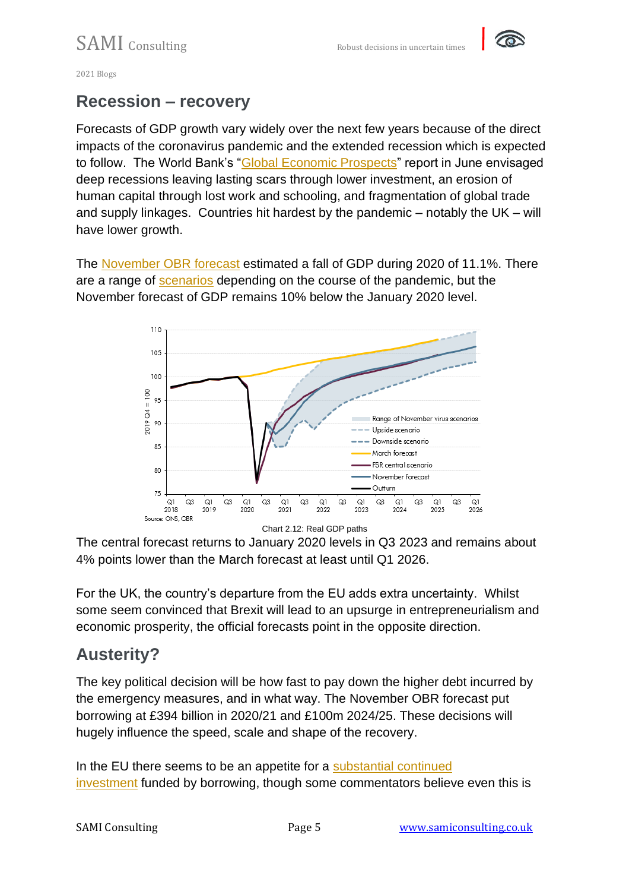## Recession – recovery

Forecasts of GDP growth vary widely over the next few years because of the direct impacts of the coronavirus pandemic and the extended recession which is expected to follow. The World Bank's "Global Economic Prospects" report in June envisaged deep recessions leaving lasting scars through lower investment, an erosion of human capital through lost work and schooling, and fragmentation of global trade and supply linkages. Countries hit hardest by the pandemic – notably the UK – will have lower growth.

The November OBR forecast estimated a fall of GDP during 2020 of 11.1%. There are a range of scenarios depending on the course of the pandemic, but the November forecast of GDP remains 10% below the January 2020 level.

Chart 2.12: Real GDP paths

The central forecast returns to January 2020 levels in Q3 2023 and remains about 4% points lower than the March forecast at least until Q1 2026.

For the UK, the country's departure from the EU adds extra uncertainty. Whilst some seem convinced that Brexit will lead to an upsurge in entrepreneurialism and economic prosperity, the official forecasts point in the opposite direction.

## Austerity?

The key political decision will be how fast to pay down the higher debt incurred by the emergency measures, and in what way. The November OBR forecast put borrowing at £394 billion in 2020/21 and £100m 2024/25. These decisions will hugely influence the speed, scale and shape of the recovery.

In the EU there seems to be an appetite for a substantial continued investment funded by borrowing, though some commentators believe even this is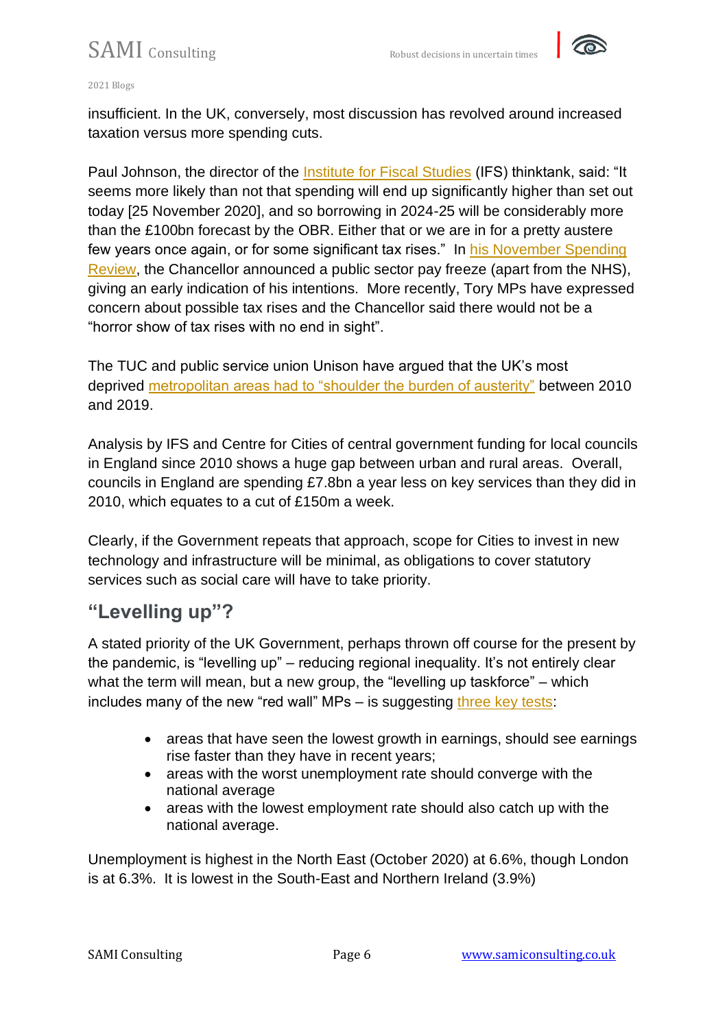insufficient. In the UK, conversely, most discussion has revolved around increased taxation versus more spending cuts.

Paul Johnson, the director of the Institute for Fiscal Studies (IFS) thinktank, said: "It seems more likely than not that spending will end up significantly higher than set out today [25 November 2020], and so borrowing in 2024-25 will be considerably more than the £100bn forecast by the OBR. Either that or we are in for a pretty austere few years once again, or for some significant tax rises." In his November Spending Review, the Chancellor announced a public sector pay freeze (apart from the NHS), giving an early indication of his intentions. More recently, Tory MPs have expressed concern about possible tax rises and the Chancellor said there would not be a "horror show of tax rises with no end in sight".

The TUC and public service union Unison have argued that the UK's most deprived metropolitan areas had to "shoulder the burden of austerity" between 2010 and 2019.

Analysis by IFS and Centre for Cities of central government funding for local councils in England since 2010 shows a huge gap between urban and rural areas. Overall, councils in England are spending £7.8bn a year less on key services than they did in 2010, which equates to a cut of £150m a week.

Clearly, if the Government repeats that approach, scope for Cities to invest in new technology and infrastructure will be minimal, as obligations to cover statutory services such as social care will have to take priority.

## "Levelling up"?

A stated priority of the UK Government, perhaps thrown off course for the present by the pandemic, is "levelling up" – reducing regional inequality. It's not entirely clear what the term will mean, but a new group, the "levelling up taskforce" – which includes many of the new "red wall" MPs – is suggesting three key tests:

- areas that have seen the lowest growth in earnings, should see earnings rise faster than they have in recent years;
- areas with the worst unemployment rate should converge with the national average
- areas with the lowest employment rate should also catch up with the national average.

Unemployment is highest in the North East (October 2020) at 6.6%, though London is at 6.3%. It is lowest in the South-East and Northern Ireland (3.9%)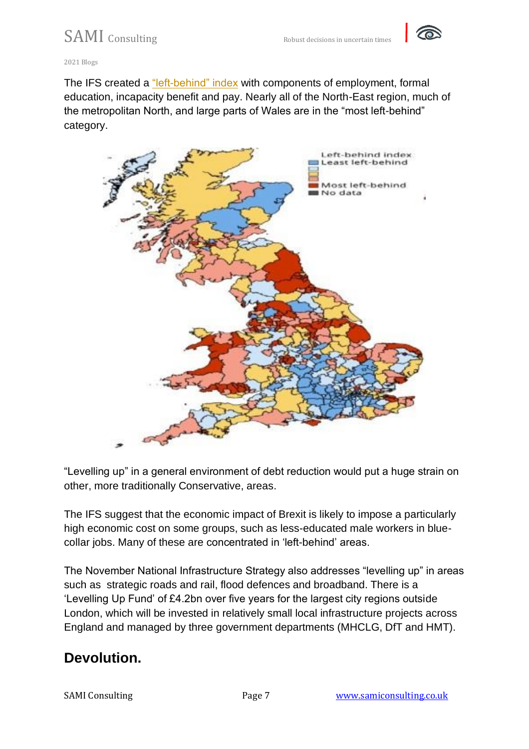The IFS created a "left-behind" index with components of employment, formal education, incapacity benefit and pay. Nearly all of the North-East region, much of the metropolitan North, and large parts of Wales are in the "most left-behind" category.

"Levelling up" in a general environment of debt reduction would put a huge strain on other, more traditionally Conservative, areas.

The IFS suggest that the economic impact of Brexit is likely to impose a particularly high economic cost on some groups, such as less-educated male workers in blue-collar jobs. Many of these are concentrated in 'left-behind' areas.

The November National Infrastructure Strategy also addresses "levelling up" in areas such as strategic roads and rail, flood defences and broadband. There is a 'Levelling Up Fund' of £4.2bn over five years for the largest city regions outside London, which will be invested in relatively small local infrastructure projects across England and managed by three government departments (MHCLG, DfT and HMT).

## Devolution.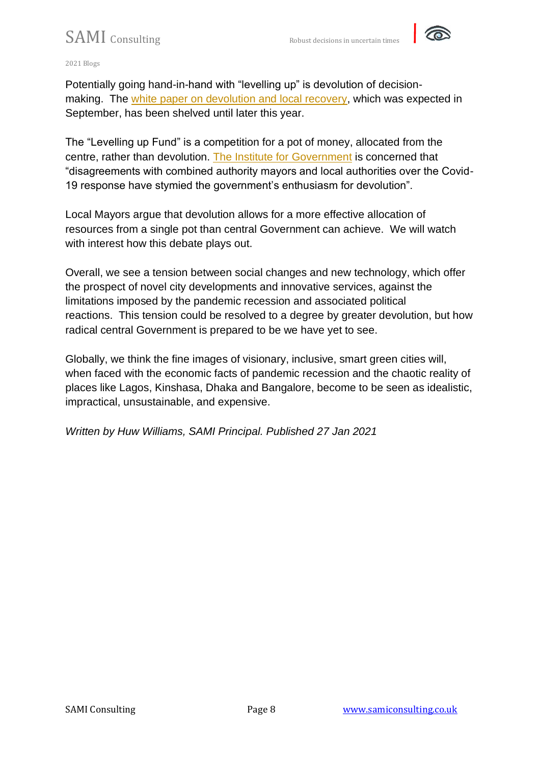Potentially going hand-in-hand with "levelling up" is devolution of decision-making. The white paper on devolution and local recovery, which was expected in September, has been shelved until later this year.

The "Levelling up Fund" is a competition for a pot of money, allocated from the centre, rather than devolution. The Institute for Government is concerned that "disagreements with combined authority mayors and local authorities over the Covid-19 response have stymied the government's enthusiasm for devolution".

Local Mayors argue that devolution allows for a more effective allocation of resources from a single pot than central Government can achieve. We will watch with interest how this debate plays out.

Overall, we see a tension between social changes and new technology, which offer the prospect of novel city developments and innovative services, against the limitations imposed by the pandemic recession and associated political reactions. This tension could be resolved to a degree by greater devolution, but how radical central Government is prepared to be we have yet to see.

Globally, we think the fine images of visionary, inclusive, smart green cities will, when faced with the economic facts of pandemic recession and the chaotic reality of places like Lagos, Kinshasa, Dhaka and Bangalore, become to be seen as idealistic, impractical, unsustainable, and expensive.

*Written by Huw Williams, SAMI Principal. Published 27 Jan 2021*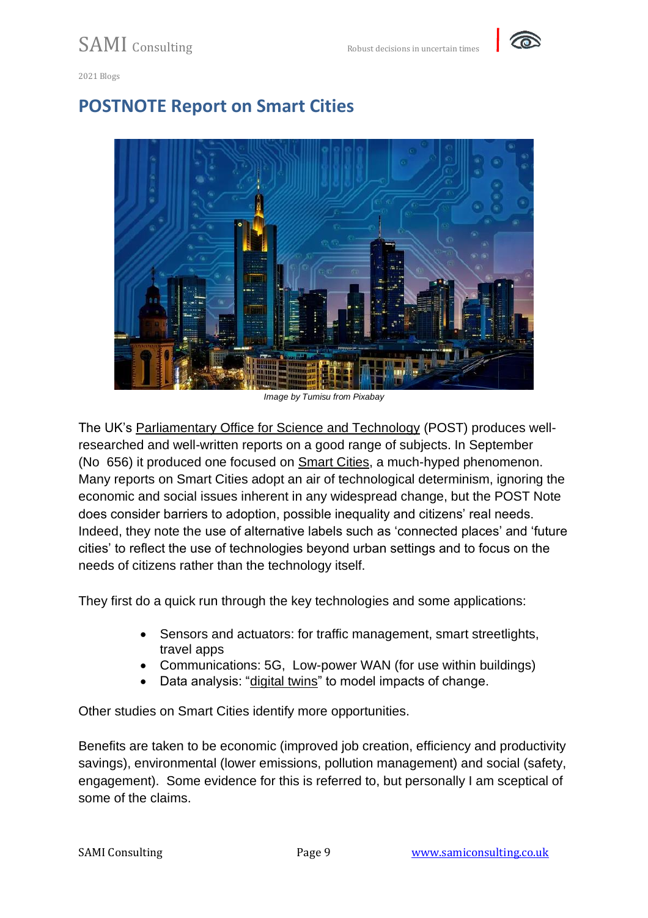## POSTNOTE Report on Smart Cities

*Image by Tumisu from Pixabay*

The UK's Parliamentary Office for Science and Technology (POST) produces well-researched and well-written reports on a good range of subjects. In September (No 656) it produced one focused on Smart Cities, a much-hyped phenomenon. Many reports on Smart Cities adopt an air of technological determinism, ignoring the economic and social issues inherent in any widespread change, but the POST Note does consider barriers to adoption, possible inequality and citizens' real needs. Indeed, they note the use of alternative labels such as 'connected places' and 'future cities' to reflect the use of technologies beyond urban settings and to focus on the needs of citizens rather than the technology itself.

They first do a quick run through the key technologies and some applications:

- Sensors and actuators: for traffic management, smart streetlights, travel apps
- Communications: 5G, Low-power WAN (for use within buildings)
- Data analysis: "digital twins" to model impacts of change.

Other studies on Smart Cities identify more opportunities.

Benefits are taken to be economic (improved job creation, efficiency and productivity savings), environmental (lower emissions, pollution management) and social (safety, engagement). Some evidence for this is referred to, but personally I am sceptical of some of the claims.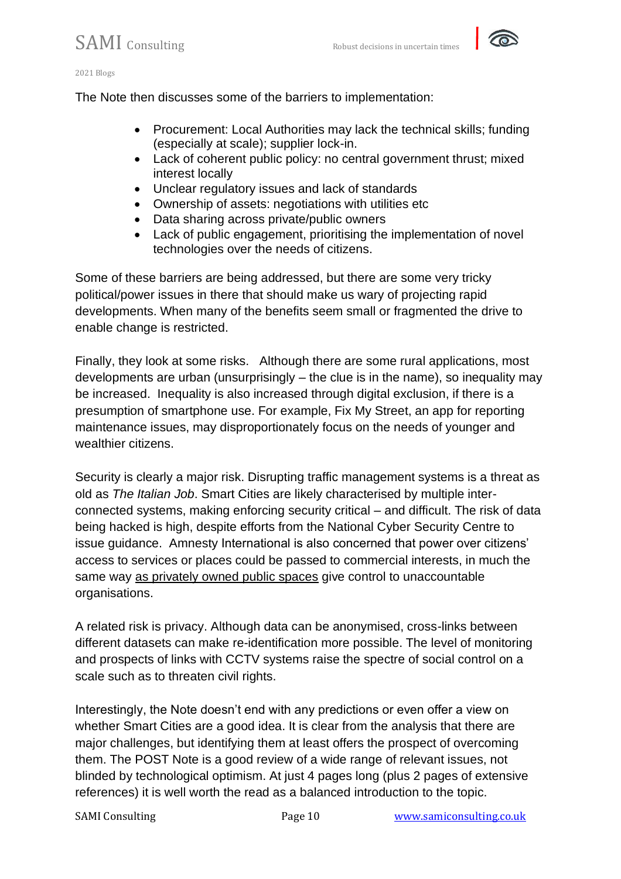The Note then discusses some of the barriers to implementation:

- Procurement: Local Authorities may lack the technical skills; funding (especially at scale); supplier lock-in.
- Lack of coherent public policy: no central government thrust; mixed interest locally
- Unclear regulatory issues and lack of standards
- Ownership of assets: negotiations with utilities etc
- Data sharing across private/public owners
- Lack of public engagement, prioritising the implementation of novel technologies over the needs of citizens.

Some of these barriers are being addressed, but there are some very tricky political/power issues in there that should make us wary of projecting rapid developments. When many of the benefits seem small or fragmented the drive to enable change is restricted.

Finally, they look at some risks. Although there are some rural applications, most developments are urban (unsurprisingly – the clue is in the name), so inequality may be increased. Inequality is also increased through digital exclusion, if there is a presumption of smartphone use. For example, Fix My Street, an app for reporting maintenance issues, may disproportionately focus on the needs of younger and wealthier citizens.

Security is clearly a major risk. Disrupting traffic management systems is a threat as old as *The Italian Job*. Smart Cities are likely characterised by multiple inter-connected systems, making enforcing security critical – and difficult. The risk of data being hacked is high, despite efforts from the National Cyber Security Centre to issue guidance. Amnesty International is also concerned that power over citizens' access to services or places could be passed to commercial interests, in much the same way as privately owned public spaces give control to unaccountable organisations.

A related risk is privacy. Although data can be anonymised, cross-links between different datasets can make re-identification more possible. The level of monitoring and prospects of links with CCTV systems raise the spectre of social control on a scale such as to threaten civil rights.

Interestingly, the Note doesn't end with any predictions or even offer a view on whether Smart Cities are a good idea. It is clear from the analysis that there are major challenges, but identifying them at least offers the prospect of overcoming them. The POST Note is a good review of a wide range of relevant issues, not blinded by technological optimism. At just 4 pages long (plus 2 pages of extensive references) it is well worth the read as a balanced introduction to the topic.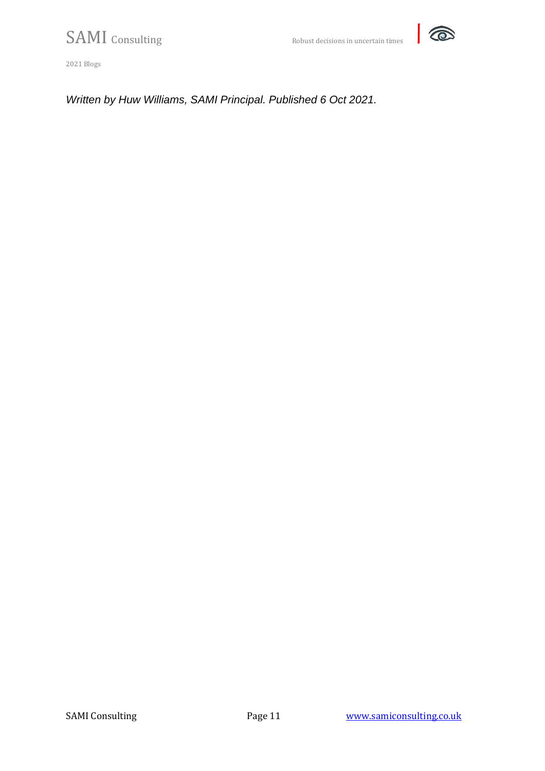*Written by Huw Williams, SAMI Principal. Published 6 Oct 2021.*